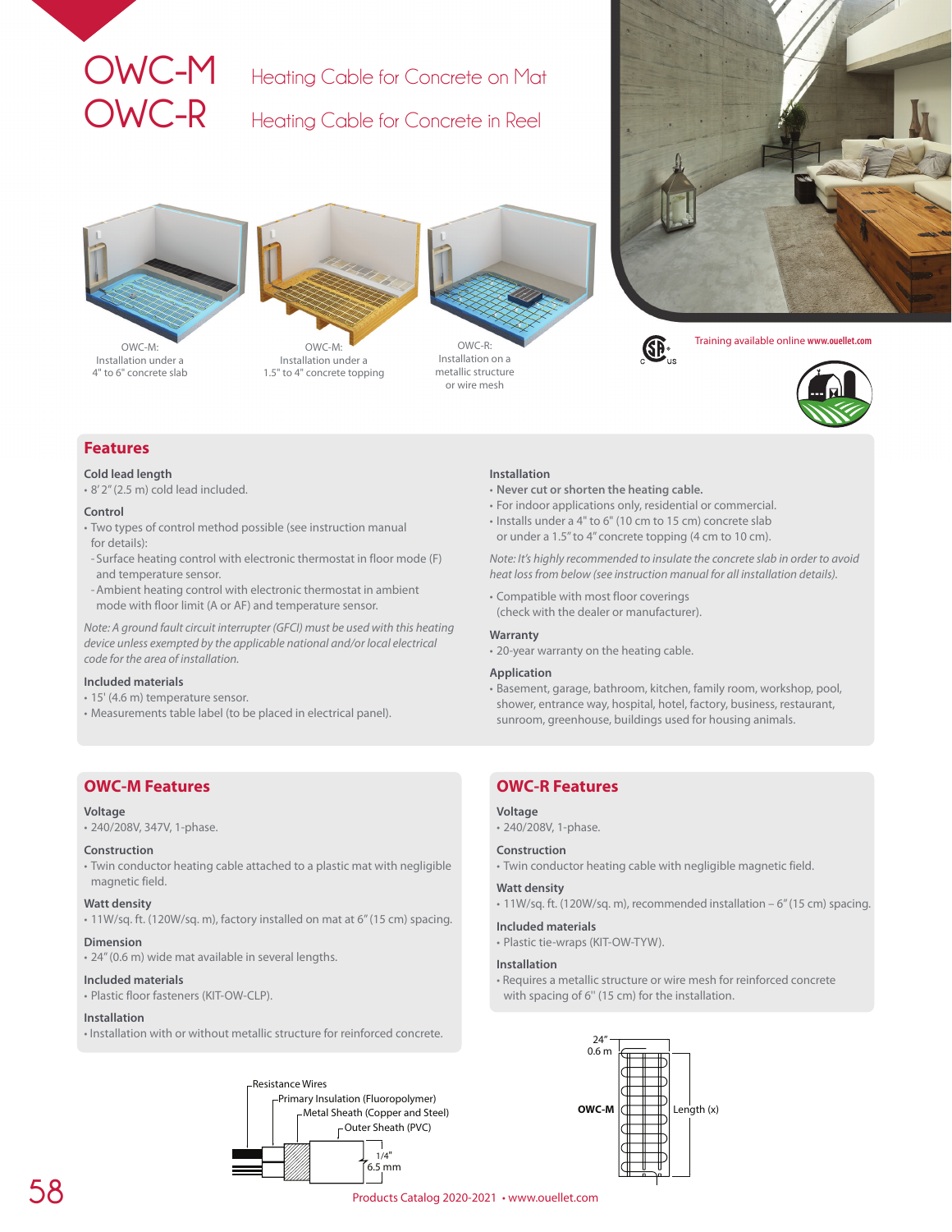# OWC-M OWC-R

## Heating Cable for Concrete on Mat
## Heating Cable for Concrete in Reel

OWC-M:
Installation under a 4" to 6" concrete slab

OWC-M:
Installation under a 1.5" to 4" concrete topping

OWC-R:
Installation on a metallic structure or wire mesh

Training available online www.ouellet.com

## Features

**Cold lead length**

- 8' 2" (2.5 m) cold lead included.

**Control**

- Two types of control method possible (see instruction manual for details):
  - Surface heating control with electronic thermostat in floor mode (F) and temperature sensor.
  - Ambient heating control with electronic thermostat in ambient mode with floor limit (A or AF) and temperature sensor.

*Note: A ground fault circuit interrupter (GFCI) must be used with this heating device unless exempted by the applicable national and/or local electrical code for the area of installation.*

**Included materials**

- 15' (4.6 m) temperature sensor.
- Measurements table label (to be placed in electrical panel).

**Installation**

- **Never cut or shorten the heating cable.**
- For indoor applications only, residential or commercial.
- Installs under a 4" to 6" (10 cm to 15 cm) concrete slab or under a 1.5" to 4" concrete topping (4 cm to 10 cm).

*Note: It's highly recommended to insulate the concrete slab in order to avoid heat loss from below (see instruction manual for all installation details).*

- Compatible with most floor coverings (check with the dealer or manufacturer).

**Warranty**

- 20-year warranty on the heating cable.

**Application**

- Basement, garage, bathroom, kitchen, family room, workshop, pool, shower, entrance way, hospital, hotel, factory, business, restaurant, sunroom, greenhouse, buildings used for housing animals.

## OWC-M Features

**Voltage**

- 240/208V, 347V, 1-phase.

**Construction**

- Twin conductor heating cable attached to a plastic mat with negligible magnetic field.

**Watt density**

- 11W/sq. ft. (120W/sq. m), factory installed on mat at 6" (15 cm) spacing.

**Dimension**

- 24" (0.6 m) wide mat available in several lengths.

**Included materials**

- Plastic floor fasteners (KIT-OW-CLP).

**Installation**

- Installation with or without metallic structure for reinforced concrete.

## OWC-R Features

**Voltage**

- 240/208V, 1-phase.

**Construction**

- Twin conductor heating cable with negligible magnetic field.

**Watt density**

- 11W/sq. ft. (120W/sq. m), recommended installation – 6" (15 cm) spacing.

**Included materials**

- Plastic tie-wraps (KIT-OW-TYW).

**Installation**

- Requires a metallic structure or wire mesh for reinforced concrete with spacing of 6'' (15 cm) for the installation.

Resistance Wires
Primary Insulation (Fluoropolymer)
Metal Sheath (Copper and Steel)
Outer Sheath (PVC)
1/4" 6.5 mm

24" 0.6 m
OWC-M
Length (x)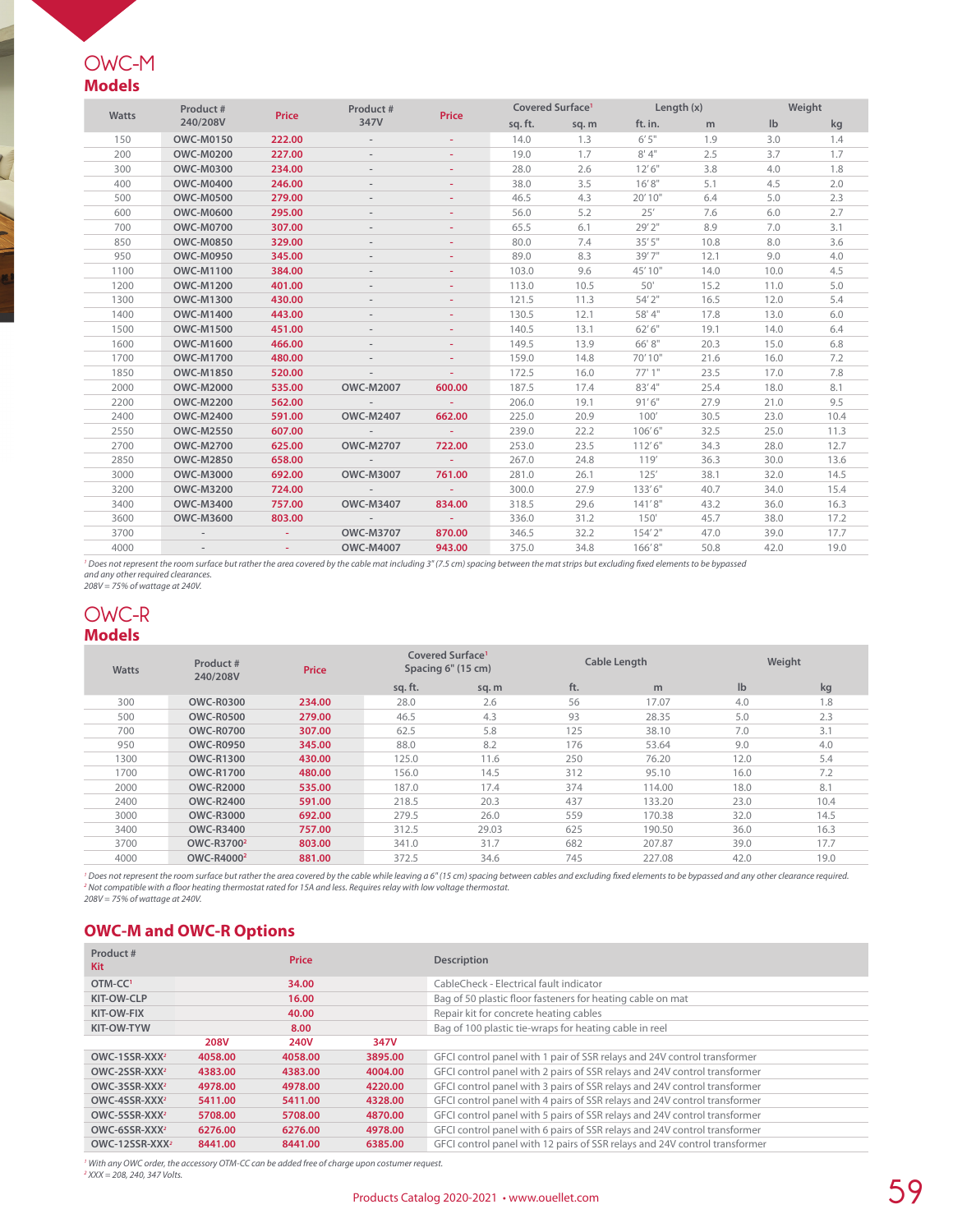## OWC-M

### Models

| Watts | Product # 240/208V | Price | Product # 347V | Price | Covered Surface[1] | | Length (x) | | Weight | |
|---|---|---|---|---|---|---|---|---|---|---|
| | | | | | sq. ft. | sq. m | ft. in. | m | lb | kg |
| 150 | OWC-M0150 | 222.00 | - | - | 14.0 | 1.3 | 6' 5" | 1.9 | 3.0 | 1.4 |
| 200 | OWC-M0200 | 227.00 | - | - | 19.0 | 1.7 | 8' 4" | 2.5 | 3.7 | 1.7 |
| 300 | OWC-M0300 | 234.00 | - | - | 28.0 | 2.6 | 12' 6" | 3.8 | 4.0 | 1.8 |
| 400 | OWC-M0400 | 246.00 | - | - | 38.0 | 3.5 | 16' 8" | 5.1 | 4.5 | 2.0 |
| 500 | OWC-M0500 | 279.00 | - | - | 46.5 | 4.3 | 20' 10" | 6.4 | 5.0 | 2.3 |
| 600 | OWC-M0600 | 295.00 | - | - | 56.0 | 5.2 | 25' | 7.6 | 6.0 | 2.7 |
| 700 | OWC-M0700 | 307.00 | - | - | 65.5 | 6.1 | 29' 2" | 8.9 | 7.0 | 3.1 |
| 850 | OWC-M0850 | 329.00 | - | - | 80.0 | 7.4 | 35' 5" | 10.8 | 8.0 | 3.6 |
| 950 | OWC-M0950 | 345.00 | - | - | 89.0 | 8.3 | 39' 7" | 12.1 | 9.0 | 4.0 |
| 1100 | OWC-M1100 | 384.00 | - | - | 103.0 | 9.6 | 45' 10" | 14.0 | 10.0 | 4.5 |
| 1200 | OWC-M1200 | 401.00 | - | - | 113.0 | 10.5 | 50' | 15.2 | 11.0 | 5.0 |
| 1300 | OWC-M1300 | 430.00 | - | - | 121.5 | 11.3 | 54' 2" | 16.5 | 12.0 | 5.4 |
| 1400 | OWC-M1400 | 443.00 | - | - | 130.5 | 12.1 | 58' 4" | 17.8 | 13.0 | 6.0 |
| 1500 | OWC-M1500 | 451.00 | - | - | 140.5 | 13.1 | 62' 6" | 19.1 | 14.0 | 6.4 |
| 1600 | OWC-M1600 | 466.00 | - | - | 149.5 | 13.9 | 66' 8" | 20.3 | 15.0 | 6.8 |
| 1700 | OWC-M1700 | 480.00 | - | - | 159.0 | 14.8 | 70' 10" | 21.6 | 16.0 | 7.2 |
| 1850 | OWC-M1850 | 520.00 | - | - | 172.5 | 16.0 | 77' 1" | 23.5 | 17.0 | 7.8 |
| 2000 | OWC-M2000 | 535.00 | OWC-M2007 | 600.00 | 187.5 | 17.4 | 83' 4" | 25.4 | 18.0 | 8.1 |
| 2200 | OWC-M2200 | 562.00 | - | - | 206.0 | 19.1 | 91' 6" | 27.9 | 21.0 | 9.5 |
| 2400 | OWC-M2400 | 591.00 | OWC-M2407 | 662.00 | 225.0 | 20.9 | 100' | 30.5 | 23.0 | 10.4 |
| 2550 | OWC-M2550 | 607.00 | - | - | 239.0 | 22.2 | 106' 6" | 32.5 | 25.0 | 11.3 |
| 2700 | OWC-M2700 | 625.00 | OWC-M2707 | 722.00 | 253.0 | 23.5 | 112' 6" | 34.3 | 28.0 | 12.7 |
| 2850 | OWC-M2850 | 658.00 | - | - | 267.0 | 24.8 | 119' | 36.3 | 30.0 | 13.6 |
| 3000 | OWC-M3000 | 692.00 | OWC-M3007 | 761.00 | 281.0 | 26.1 | 125' | 38.1 | 32.0 | 14.5 |
| 3200 | OWC-M3200 | 724.00 | - | - | 300.0 | 27.9 | 133' 6" | 40.7 | 34.0 | 15.4 |
| 3400 | OWC-M3400 | 757.00 | OWC-M3407 | 834.00 | 318.5 | 29.6 | 141' 8" | 43.2 | 36.0 | 16.3 |
| 3600 | OWC-M3600 | 803.00 | - | - | 336.0 | 31.2 | 150' | 45.7 | 38.0 | 17.2 |
| 3700 | - | - | OWC-M3707 | 870.00 | 346.5 | 32.2 | 154' 2" | 47.0 | 39.0 | 17.7 |
| 4000 | - | - | OWC-M4007 | 943.00 | 375.0 | 34.8 | 166' 8" | 50.8 | 42.0 | 19.0 |

*[1] Does not represent the room surface but rather the area covered by the cable mat including 3" (7.5 cm) spacing between the mat strips but excluding fixed elements to be bypassed and any other required clearances.*
*208V = 75% of wattage at 240V.*

## OWC-R

### Models

| Watts | Product # 240/208V | Price | Covered Surface[1] Spacing 6" (15 cm) | | Cable Length | | Weight | |
|---|---|---|---|---|---|---|---|---|
| | | | sq. ft. | sq. m | ft. | m | lb | kg |
| 300 | OWC-R0300 | 234.00 | 28.0 | 2.6 | 56 | 17.07 | 4.0 | 1.8 |
| 500 | OWC-R0500 | 279.00 | 46.5 | 4.3 | 93 | 28.35 | 5.0 | 2.3 |
| 700 | OWC-R0700 | 307.00 | 62.5 | 5.8 | 125 | 38.10 | 7.0 | 3.1 |
| 950 | OWC-R0950 | 345.00 | 88.0 | 8.2 | 176 | 53.64 | 9.0 | 4.0 |
| 1300 | OWC-R1300 | 430.00 | 125.0 | 11.6 | 250 | 76.20 | 12.0 | 5.4 |
| 1700 | OWC-R1700 | 480.00 | 156.0 | 14.5 | 312 | 95.10 | 16.0 | 7.2 |
| 2000 | OWC-R2000 | 535.00 | 187.0 | 17.4 | 374 | 114.00 | 18.0 | 8.1 |
| 2400 | OWC-R2400 | 591.00 | 218.5 | 20.3 | 437 | 133.20 | 23.0 | 10.4 |
| 3000 | OWC-R3000 | 692.00 | 279.5 | 26.0 | 559 | 170.38 | 32.0 | 14.5 |
| 3400 | OWC-R3400 | 757.00 | 312.5 | 29.03 | 625 | 190.50 | 36.0 | 16.3 |
| 3700 | OWC-R3700[2] | 803.00 | 341.0 | 31.7 | 682 | 207.87 | 39.0 | 17.7 |
| 4000 | OWC-R4000[2] | 881.00 | 372.5 | 34.6 | 745 | 227.08 | 42.0 | 19.0 |

*[1] Does not represent the room surface but rather the area covered by the cable while leaving a 6" (15 cm) spacing between cables and excluding fixed elements to be bypassed and any other clearance required.*
*[2] Not compatible with a floor heating thermostat rated for 15A and less. Requires relay with low voltage thermostat.*
*208V = 75% of wattage at 240V.*

## OWC-M and OWC-R Options

| Product # Kit | Price | | | Description |
|---|---|---|---|---|
| OTM-CC[1] | | 34.00 | | CableCheck - Electrical fault indicator |
| KIT-OW-CLP | | 16.00 | | Bag of 50 plastic floor fasteners for heating cable on mat |
| KIT-OW-FIX | | 40.00 | | Repair kit for concrete heating cables |
| KIT-OW-TYW | | 8.00 | | Bag of 100 plastic tie-wraps for heating cable in reel |
| | 208V | 240V | 347V | |
| OWC-1SSR-XXX[2] | 4058.00 | 4058.00 | 3895.00 | GFCI control panel with 1 pair of SSR relays and 24V control transformer |
| OWC-2SSR-XXX[2] | 4383.00 | 4383.00 | 4004.00 | GFCI control panel with 2 pairs of SSR relays and 24V control transformer |
| OWC-3SSR-XXX[2] | 4978.00 | 4978.00 | 4220.00 | GFCI control panel with 3 pairs of SSR relays and 24V control transformer |
| OWC-4SSR-XXX[2] | 5411.00 | 5411.00 | 4328.00 | GFCI control panel with 4 pairs of SSR relays and 24V control transformer |
| OWC-5SSR-XXX[2] | 5708.00 | 5708.00 | 4870.00 | GFCI control panel with 5 pairs of SSR relays and 24V control transformer |
| OWC-6SSR-XXX[2] | 6276.00 | 6276.00 | 4978.00 | GFCI control panel with 6 pairs of SSR relays and 24V control transformer |
| OWC-12SSR-XXX[2] | 8441.00 | 8441.00 | 6385.00 | GFCI control panel with 12 pairs of SSR relays and 24V control transformer |

*[1] With any OWC order, the accessory OTM-CC can be added free of charge upon costumer request.*
*[2] XXX = 208, 240, 347 Volts.*